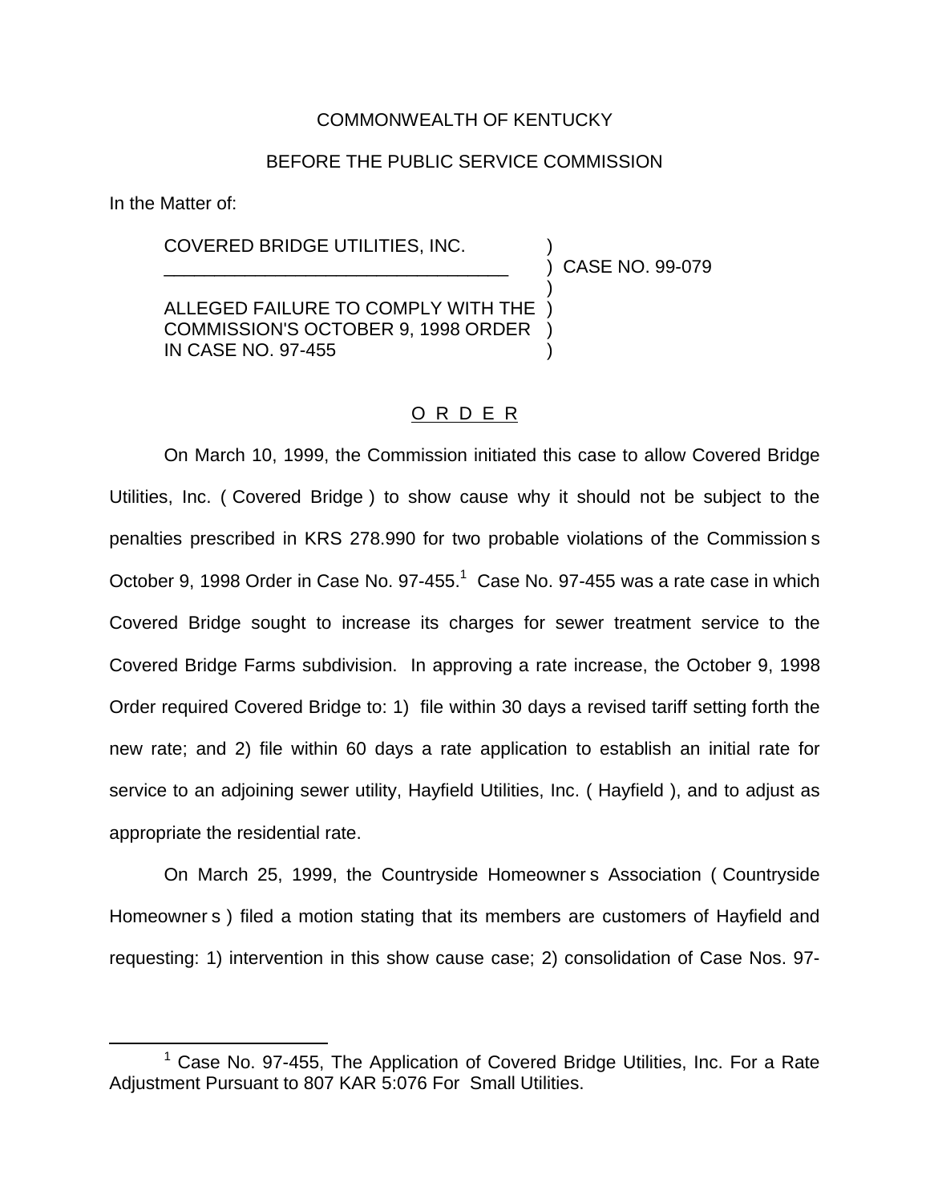COMMONWEALTH OF KENTUCKY

BEFORE THE PUBLIC SERVICE COMMISSION

In the Matter of:

COVERED BRIDGE UTILITIES, INC.

ALLEGED FAILURE TO COMPLY WITH THE COMMISSION'S OCTOBER 9, 1998 ORDER IN CASE NO. 97-455

) CASE NO. 99-079

O R D E R

On March 10, 1999, the Commission initiated this case to allow Covered Bridge Utilities, Inc. ( Covered Bridge ) to show cause why it should not be subject to the penalties prescribed in KRS 278.990 for two probable violations of the Commission s October 9, 1998 Order in Case No. 97-455.[1] Case No. 97-455 was a rate case in which Covered Bridge sought to increase its charges for sewer treatment service to the Covered Bridge Farms subdivision. In approving a rate increase, the October 9, 1998 Order required Covered Bridge to: 1) file within 30 days a revised tariff setting forth the new rate; and 2) file within 60 days a rate application to establish an initial rate for service to an adjoining sewer utility, Hayfield Utilities, Inc. ( Hayfield ), and to adjust as appropriate the residential rate.

On March 25, 1999, the Countryside Homeowner s Association ( Countryside Homeowner s ) filed a motion stating that its members are customers of Hayfield and requesting: 1) intervention in this show cause case; 2) consolidation of Case Nos. 97-

[1] Case No. 97-455, The Application of Covered Bridge Utilities, Inc. For a Rate Adjustment Pursuant to 807 KAR 5:076 For Small Utilities.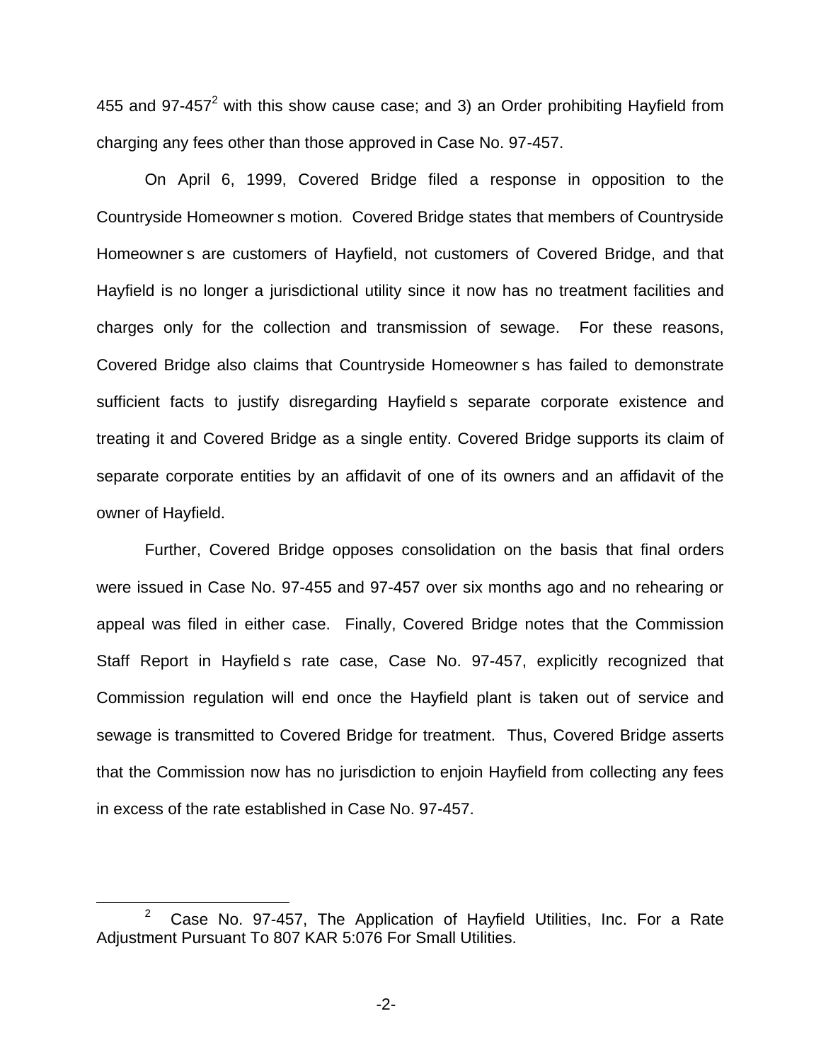455 and 97-457[2] with this show cause case; and 3) an Order prohibiting Hayfield from charging any fees other than those approved in Case No. 97-457.

On April 6, 1999, Covered Bridge filed a response in opposition to the Countryside Homeowner s motion. Covered Bridge states that members of Countryside Homeowner s are customers of Hayfield, not customers of Covered Bridge, and that Hayfield is no longer a jurisdictional utility since it now has no treatment facilities and charges only for the collection and transmission of sewage. For these reasons, Covered Bridge also claims that Countryside Homeowner s has failed to demonstrate sufficient facts to justify disregarding Hayfield s separate corporate existence and treating it and Covered Bridge as a single entity. Covered Bridge supports its claim of separate corporate entities by an affidavit of one of its owners and an affidavit of the owner of Hayfield.

Further, Covered Bridge opposes consolidation on the basis that final orders were issued in Case No. 97-455 and 97-457 over six months ago and no rehearing or appeal was filed in either case. Finally, Covered Bridge notes that the Commission Staff Report in Hayfield s rate case, Case No. 97-457, explicitly recognized that Commission regulation will end once the Hayfield plant is taken out of service and sewage is transmitted to Covered Bridge for treatment. Thus, Covered Bridge asserts that the Commission now has no jurisdiction to enjoin Hayfield from collecting any fees in excess of the rate established in Case No. 97-457.

[2] Case No. 97-457, The Application of Hayfield Utilities, Inc. For a Rate Adjustment Pursuant To 807 KAR 5:076 For Small Utilities.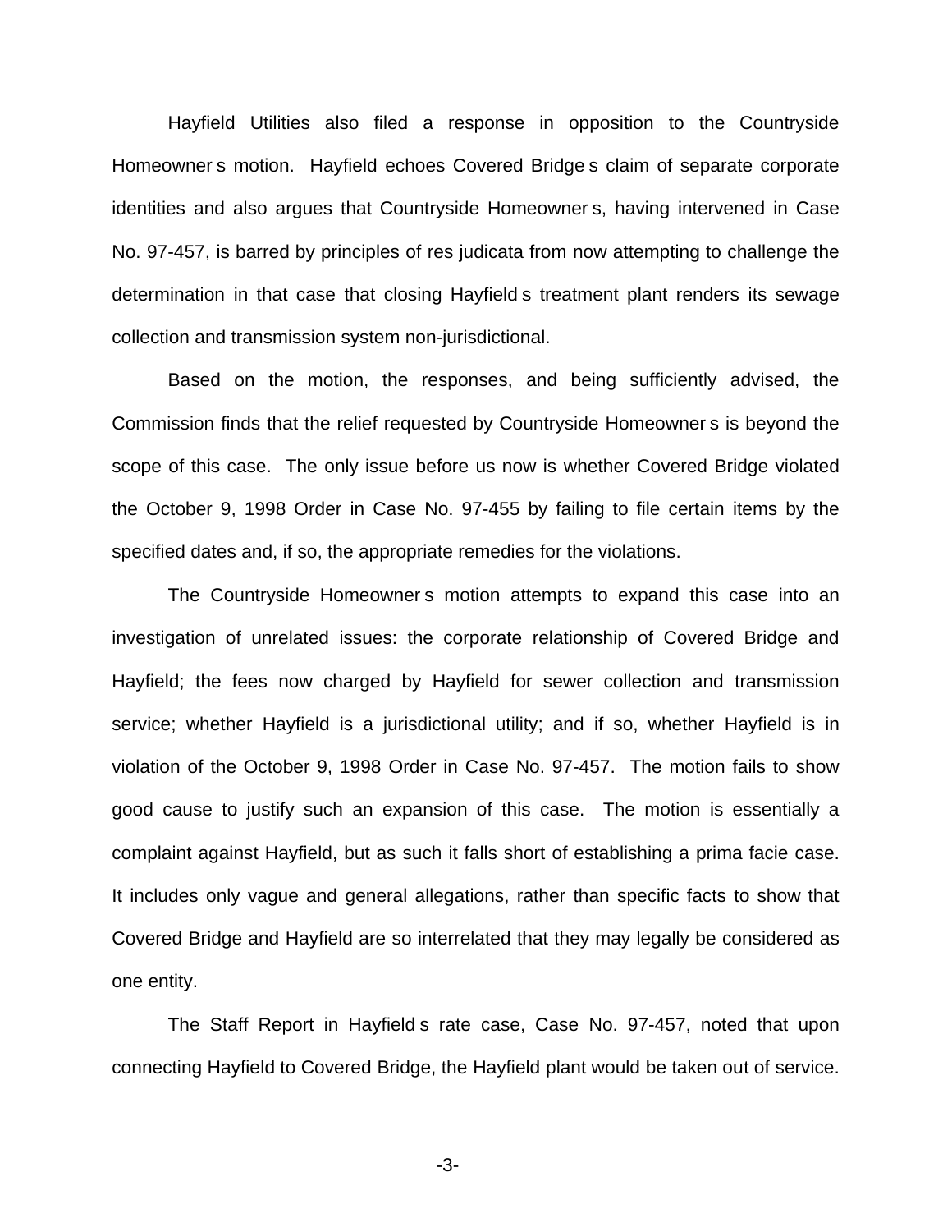Hayfield Utilities also filed a response in opposition to the Countryside Homeowner s motion. Hayfield echoes Covered Bridge s claim of separate corporate identities and also argues that Countryside Homeowner s, having intervened in Case No. 97-457, is barred by principles of res judicata from now attempting to challenge the determination in that case that closing Hayfield s treatment plant renders its sewage collection and transmission system non-jurisdictional.

Based on the motion, the responses, and being sufficiently advised, the Commission finds that the relief requested by Countryside Homeowner s is beyond the scope of this case. The only issue before us now is whether Covered Bridge violated the October 9, 1998 Order in Case No. 97-455 by failing to file certain items by the specified dates and, if so, the appropriate remedies for the violations.

The Countryside Homeowner s motion attempts to expand this case into an investigation of unrelated issues: the corporate relationship of Covered Bridge and Hayfield; the fees now charged by Hayfield for sewer collection and transmission service; whether Hayfield is a jurisdictional utility; and if so, whether Hayfield is in violation of the October 9, 1998 Order in Case No. 97-457. The motion fails to show good cause to justify such an expansion of this case. The motion is essentially a complaint against Hayfield, but as such it falls short of establishing a prima facie case. It includes only vague and general allegations, rather than specific facts to show that Covered Bridge and Hayfield are so interrelated that they may legally be considered as one entity.

The Staff Report in Hayfield s rate case, Case No. 97-457, noted that upon connecting Hayfield to Covered Bridge, the Hayfield plant would be taken out of service.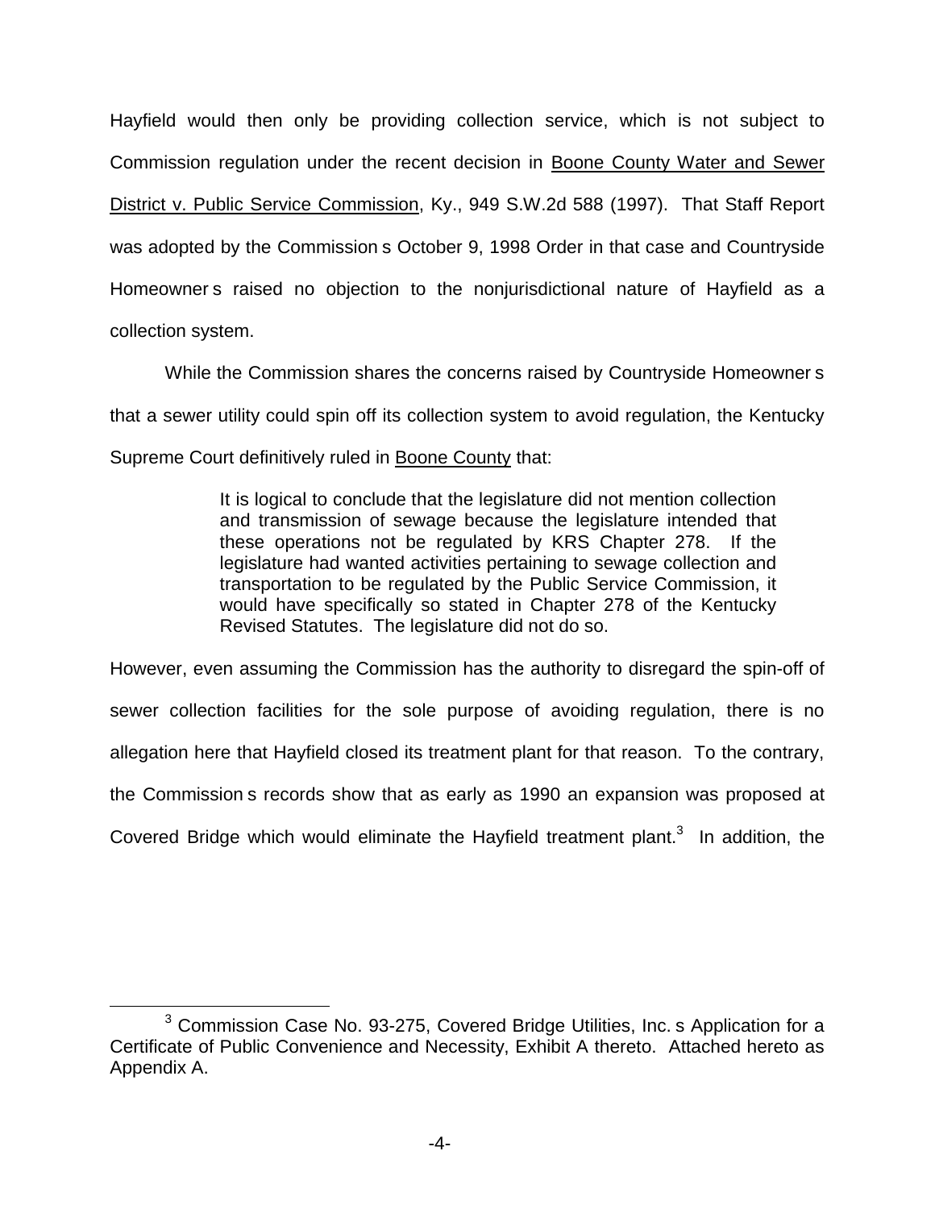Hayfield would then only be providing collection service, which is not subject to Commission regulation under the recent decision in Boone County Water and Sewer District v. Public Service Commission, Ky., 949 S.W.2d 588 (1997). That Staff Report was adopted by the Commission s October 9, 1998 Order in that case and Countryside Homeowner s raised no objection to the nonjurisdictional nature of Hayfield as a collection system.

While the Commission shares the concerns raised by Countryside Homeowner s that a sewer utility could spin off its collection system to avoid regulation, the Kentucky Supreme Court definitively ruled in Boone County that:

> It is logical to conclude that the legislature did not mention collection and transmission of sewage because the legislature intended that these operations not be regulated by KRS Chapter 278. If the legislature had wanted activities pertaining to sewage collection and transportation to be regulated by the Public Service Commission, it would have specifically so stated in Chapter 278 of the Kentucky Revised Statutes. The legislature did not do so.

However, even assuming the Commission has the authority to disregard the spin-off of sewer collection facilities for the sole purpose of avoiding regulation, there is no allegation here that Hayfield closed its treatment plant for that reason. To the contrary, the Commission s records show that as early as 1990 an expansion was proposed at Covered Bridge which would eliminate the Hayfield treatment plant.[3] In addition, the

[3] Commission Case No. 93-275, Covered Bridge Utilities, Inc. s Application for a Certificate of Public Convenience and Necessity, Exhibit A thereto. Attached hereto as Appendix A.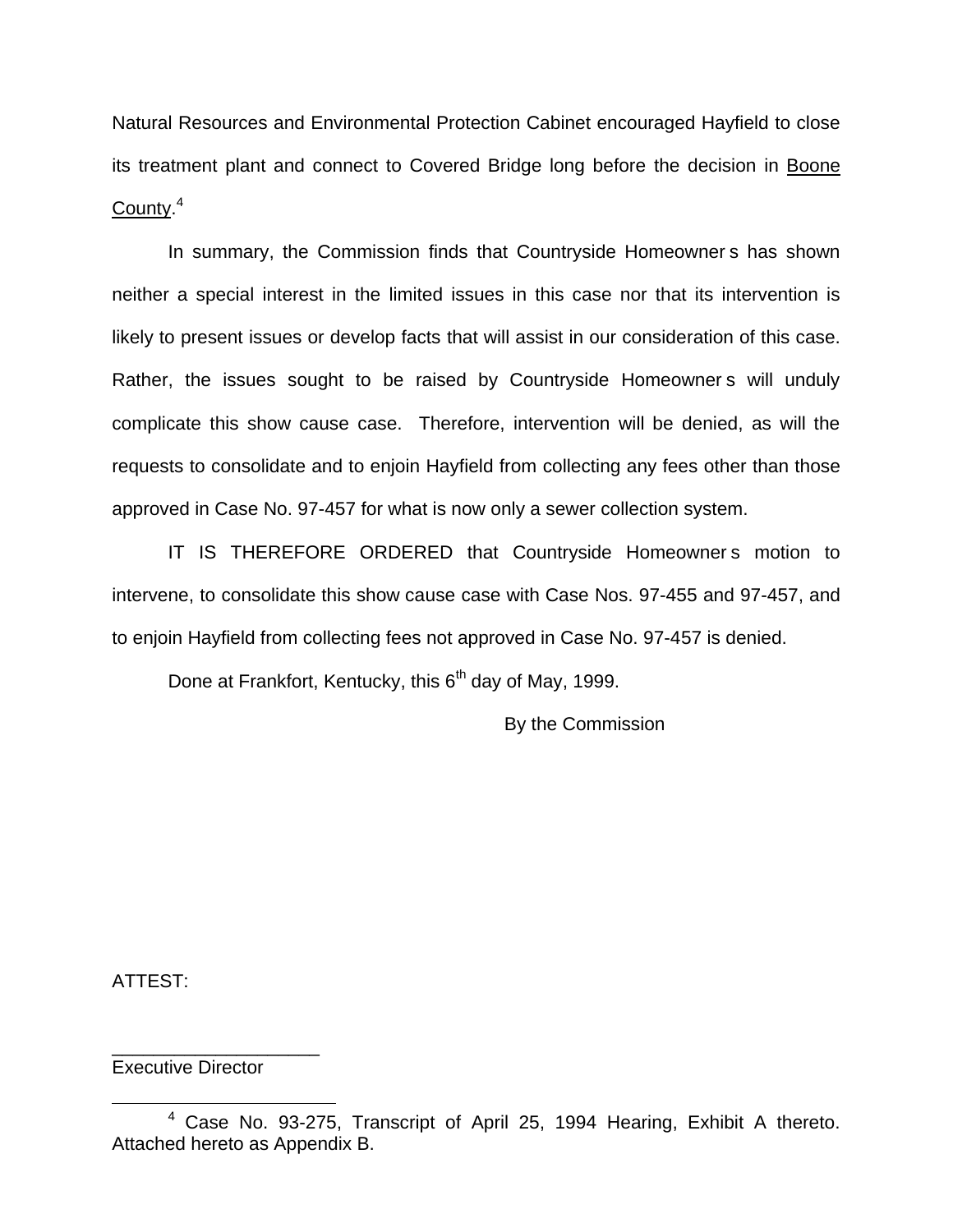Natural Resources and Environmental Protection Cabinet encouraged Hayfield to close its treatment plant and connect to Covered Bridge long before the decision in Boone County.[4]

In summary, the Commission finds that Countryside Homeowner s has shown neither a special interest in the limited issues in this case nor that its intervention is likely to present issues or develop facts that will assist in our consideration of this case. Rather, the issues sought to be raised by Countryside Homeowner s will unduly complicate this show cause case. Therefore, intervention will be denied, as will the requests to consolidate and to enjoin Hayfield from collecting any fees other than those approved in Case No. 97-457 for what is now only a sewer collection system.

IT IS THEREFORE ORDERED that Countryside Homeowner s motion to intervene, to consolidate this show cause case with Case Nos. 97-455 and 97-457, and to enjoin Hayfield from collecting fees not approved in Case No. 97-457 is denied.

Done at Frankfort, Kentucky, this 6th day of May, 1999.

By the Commission

ATTEST:

\_\_\_\_\_\_\_\_\_\_\_\_\_\_\_\_\_\_\_\_
Executive Director

[4] Case No. 93-275, Transcript of April 25, 1994 Hearing, Exhibit A thereto. Attached hereto as Appendix B.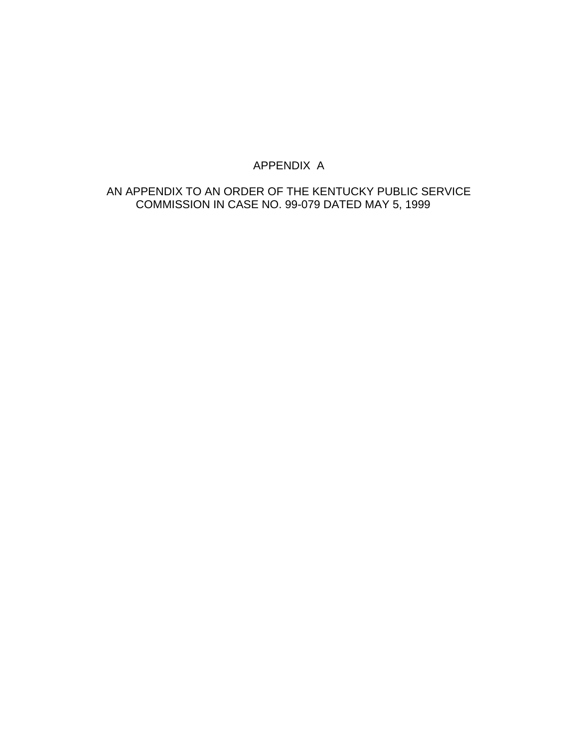# APPENDIX A

AN APPENDIX TO AN ORDER OF THE KENTUCKY PUBLIC SERVICE COMMISSION IN CASE NO. 99-079 DATED MAY 5, 1999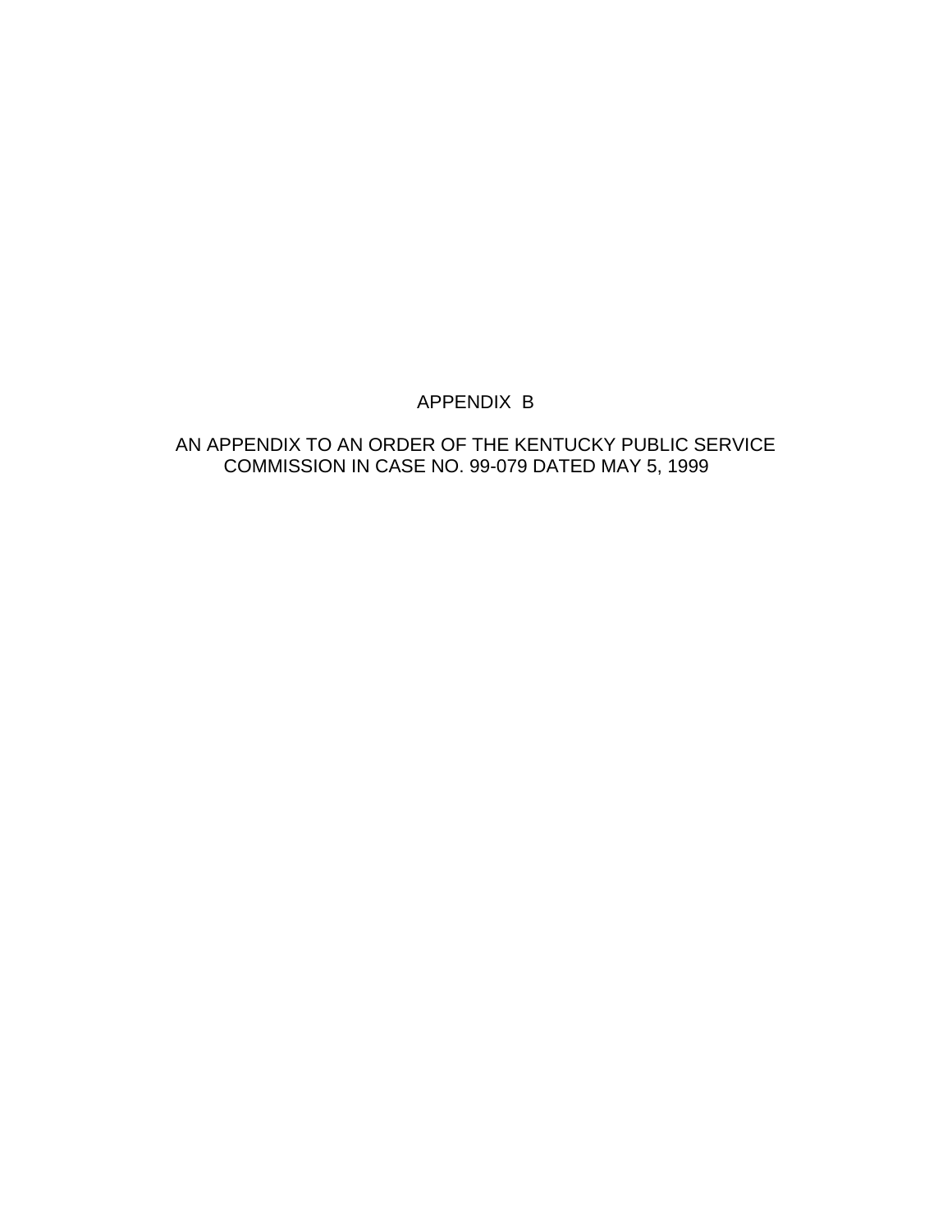# APPENDIX B

AN APPENDIX TO AN ORDER OF THE KENTUCKY PUBLIC SERVICE COMMISSION IN CASE NO. 99-079 DATED MAY 5, 1999